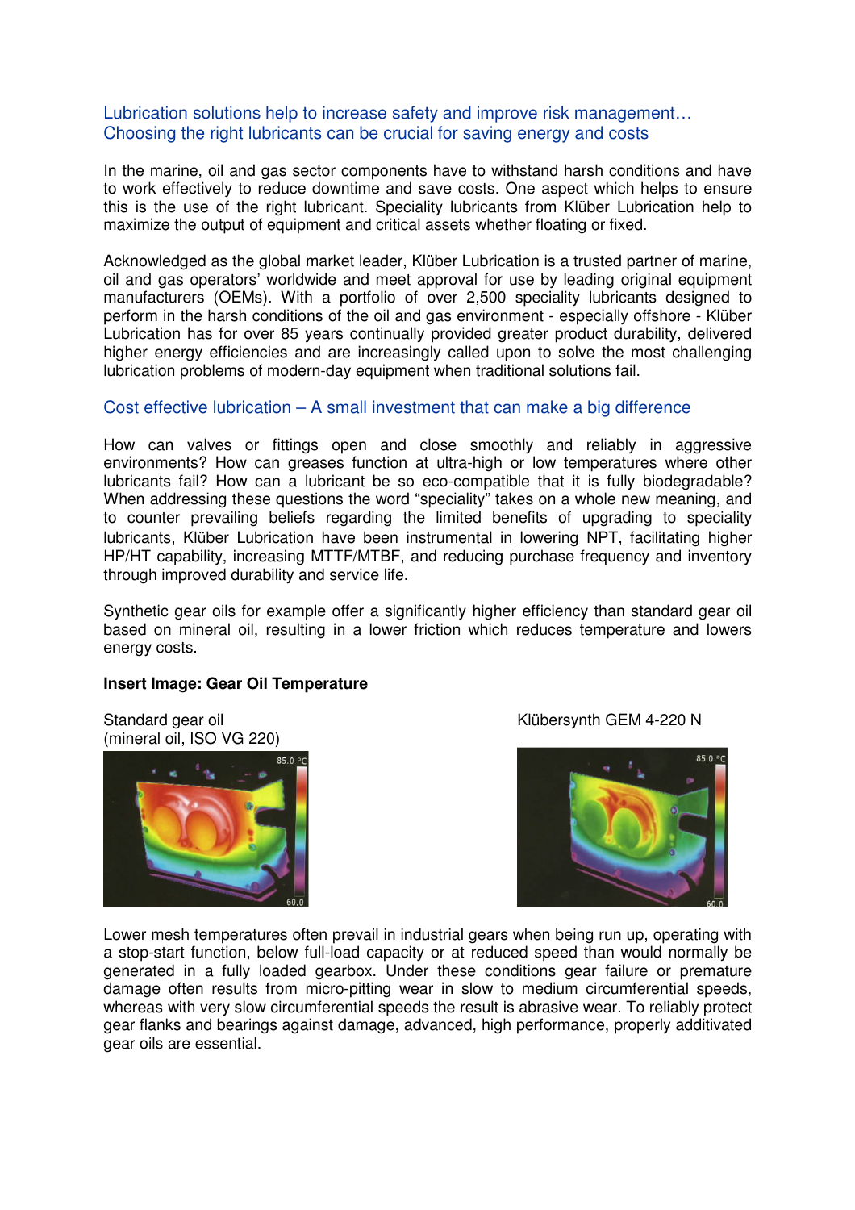## Lubrication solutions help to increase safety and improve risk management…
## Choosing the right lubricants can be crucial for saving energy and costs

In the marine, oil and gas sector components have to withstand harsh conditions and have to work effectively to reduce downtime and save costs. One aspect which helps to ensure this is the use of the right lubricant. Speciality lubricants from Klüber Lubrication help to maximize the output of equipment and critical assets whether floating or fixed.

Acknowledged as the global market leader, Klüber Lubrication is a trusted partner of marine, oil and gas operators' worldwide and meet approval for use by leading original equipment manufacturers (OEMs). With a portfolio of over 2,500 speciality lubricants designed to perform in the harsh conditions of the oil and gas environment - especially offshore - Klüber Lubrication has for over 85 years continually provided greater product durability, delivered higher energy efficiencies and are increasingly called upon to solve the most challenging lubrication problems of modern-day equipment when traditional solutions fail.

## Cost effective lubrication – A small investment that can make a big difference

How can valves or fittings open and close smoothly and reliably in aggressive environments? How can greases function at ultra-high or low temperatures where other lubricants fail? How can a lubricant be so eco-compatible that it is fully biodegradable? When addressing these questions the word "speciality" takes on a whole new meaning, and to counter prevailing beliefs regarding the limited benefits of upgrading to speciality lubricants, Klüber Lubrication have been instrumental in lowering NPT, facilitating higher HP/HT capability, increasing MTTF/MTBF, and reducing purchase frequency and inventory through improved durability and service life.

Synthetic gear oils for example offer a significantly higher efficiency than standard gear oil based on mineral oil, resulting in a lower friction which reduces temperature and lowers energy costs.

**Insert Image: Gear Oil Temperature**

Standard gear oil
(mineral oil, ISO VG 220)

Klübersynth GEM 4-220 N

Lower mesh temperatures often prevail in industrial gears when being run up, operating with a stop-start function, below full-load capacity or at reduced speed than would normally be generated in a fully loaded gearbox. Under these conditions gear failure or premature damage often results from micro-pitting wear in slow to medium circumferential speeds, whereas with very slow circumferential speeds the result is abrasive wear. To reliably protect gear flanks and bearings against damage, advanced, high performance, properly additivated gear oils are essential.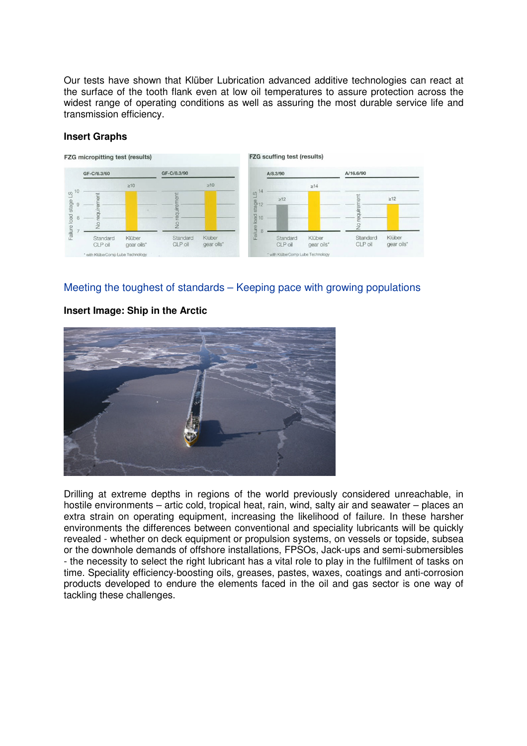Our tests have shown that Klüber Lubrication advanced additive technologies can react at the surface of the tooth flank even at low oil temperatures to assure protection across the widest range of operating conditions as well as assuring the most durable service life and transmission efficiency.

**Insert Graphs**

## Meeting the toughest of standards – Keeping pace with growing populations

**Insert Image: Ship in the Arctic**

Drilling at extreme depths in regions of the world previously considered unreachable, in hostile environments – artic cold, tropical heat, rain, wind, salty air and seawater – places an extra strain on operating equipment, increasing the likelihood of failure. In these harsher environments the differences between conventional and speciality lubricants will be quickly revealed - whether on deck equipment or propulsion systems, on vessels or topside, subsea or the downhole demands of offshore installations, FPSOs, Jack-ups and semi-submersibles - the necessity to select the right lubricant has a vital role to play in the fulfilment of tasks on time. Speciality efficiency-boosting oils, greases, pastes, waxes, coatings and anti-corrosion products developed to endure the elements faced in the oil and gas sector is one way of tackling these challenges.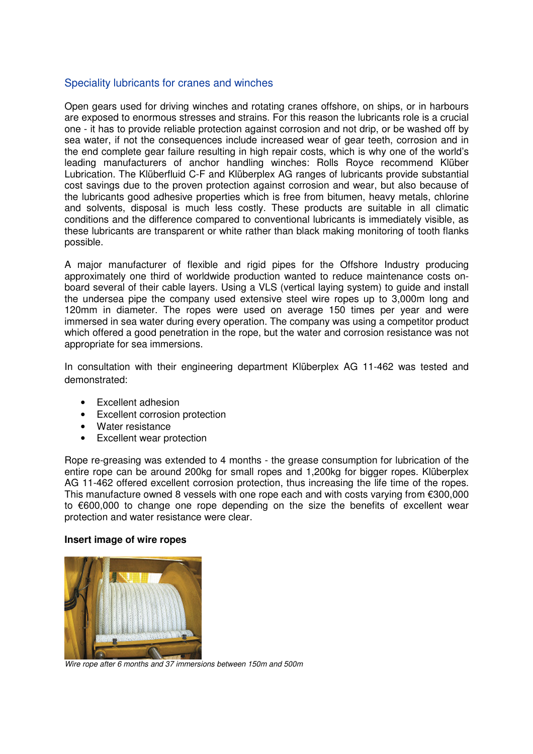## Speciality lubricants for cranes and winches

Open gears used for driving winches and rotating cranes offshore, on ships, or in harbours are exposed to enormous stresses and strains. For this reason the lubricants role is a crucial one - it has to provide reliable protection against corrosion and not drip, or be washed off by sea water, if not the consequences include increased wear of gear teeth, corrosion and in the end complete gear failure resulting in high repair costs, which is why one of the world's leading manufacturers of anchor handling winches: Rolls Royce recommend Klüber Lubrication. The Klüberfluid C-F and Klüberplex AG ranges of lubricants provide substantial cost savings due to the proven protection against corrosion and wear, but also because of the lubricants good adhesive properties which is free from bitumen, heavy metals, chlorine and solvents, disposal is much less costly. These products are suitable in all climatic conditions and the difference compared to conventional lubricants is immediately visible, as these lubricants are transparent or white rather than black making monitoring of tooth flanks possible.

A major manufacturer of flexible and rigid pipes for the Offshore Industry producing approximately one third of worldwide production wanted to reduce maintenance costs on-board several of their cable layers. Using a VLS (vertical laying system) to guide and install the undersea pipe the company used extensive steel wire ropes up to 3,000m long and 120mm in diameter. The ropes were used on average 150 times per year and were immersed in sea water during every operation. The company was using a competitor product which offered a good penetration in the rope, but the water and corrosion resistance was not appropriate for sea immersions.

In consultation with their engineering department Klüberplex AG 11-462 was tested and demonstrated:

- Excellent adhesion
- Excellent corrosion protection
- Water resistance
- Excellent wear protection

Rope re-greasing was extended to 4 months - the grease consumption for lubrication of the entire rope can be around 200kg for small ropes and 1,200kg for bigger ropes. Klüberplex AG 11-462 offered excellent corrosion protection, thus increasing the life time of the ropes. This manufacture owned 8 vessels with one rope each and with costs varying from €300,000 to €600,000 to change one rope depending on the size the benefits of excellent wear protection and water resistance were clear.

**Insert image of wire ropes**

*Wire rope after 6 months and 37 immersions between 150m and 500m*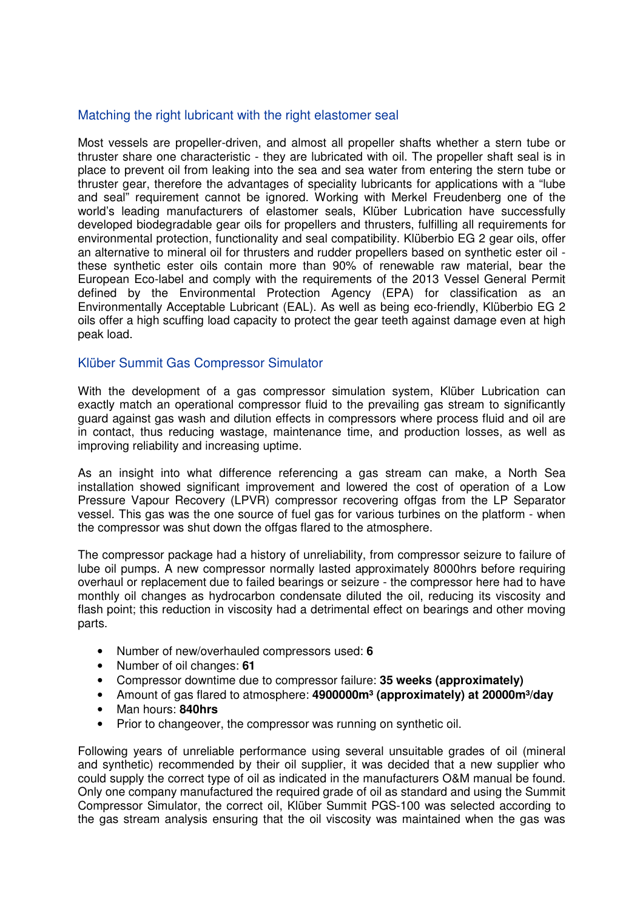## Matching the right lubricant with the right elastomer seal

Most vessels are propeller-driven, and almost all propeller shafts whether a stern tube or thruster share one characteristic - they are lubricated with oil. The propeller shaft seal is in place to prevent oil from leaking into the sea and sea water from entering the stern tube or thruster gear, therefore the advantages of speciality lubricants for applications with a "lube and seal" requirement cannot be ignored. Working with Merkel Freudenberg one of the world's leading manufacturers of elastomer seals, Klüber Lubrication have successfully developed biodegradable gear oils for propellers and thrusters, fulfilling all requirements for environmental protection, functionality and seal compatibility. Klüberbio EG 2 gear oils, offer an alternative to mineral oil for thrusters and rudder propellers based on synthetic ester oil - these synthetic ester oils contain more than 90% of renewable raw material, bear the European Eco-label and comply with the requirements of the 2013 Vessel General Permit defined by the Environmental Protection Agency (EPA) for classification as an Environmentally Acceptable Lubricant (EAL). As well as being eco-friendly, Klüberbio EG 2 oils offer a high scuffing load capacity to protect the gear teeth against damage even at high peak load.

## Klüber Summit Gas Compressor Simulator

With the development of a gas compressor simulation system, Klüber Lubrication can exactly match an operational compressor fluid to the prevailing gas stream to significantly guard against gas wash and dilution effects in compressors where process fluid and oil are in contact, thus reducing wastage, maintenance time, and production losses, as well as improving reliability and increasing uptime.

As an insight into what difference referencing a gas stream can make, a North Sea installation showed significant improvement and lowered the cost of operation of a Low Pressure Vapour Recovery (LPVR) compressor recovering offgas from the LP Separator vessel. This gas was the one source of fuel gas for various turbines on the platform - when the compressor was shut down the offgas flared to the atmosphere.

The compressor package had a history of unreliability, from compressor seizure to failure of lube oil pumps. A new compressor normally lasted approximately 8000hrs before requiring overhaul or replacement due to failed bearings or seizure - the compressor here had to have monthly oil changes as hydrocarbon condensate diluted the oil, reducing its viscosity and flash point; this reduction in viscosity had a detrimental effect on bearings and other moving parts.

- Number of new/overhauled compressors used: **6**
- Number of oil changes: **61**
- Compressor downtime due to compressor failure: **35 weeks (approximately)**
- Amount of gas flared to atmosphere: **4900000m³ (approximately) at 20000m³/day**
- Man hours: **840hrs**
- Prior to changeover, the compressor was running on synthetic oil.

Following years of unreliable performance using several unsuitable grades of oil (mineral and synthetic) recommended by their oil supplier, it was decided that a new supplier who could supply the correct type of oil as indicated in the manufacturers O&M manual be found. Only one company manufactured the required grade of oil as standard and using the Summit Compressor Simulator, the correct oil, Klüber Summit PGS-100 was selected according to the gas stream analysis ensuring that the oil viscosity was maintained when the gas was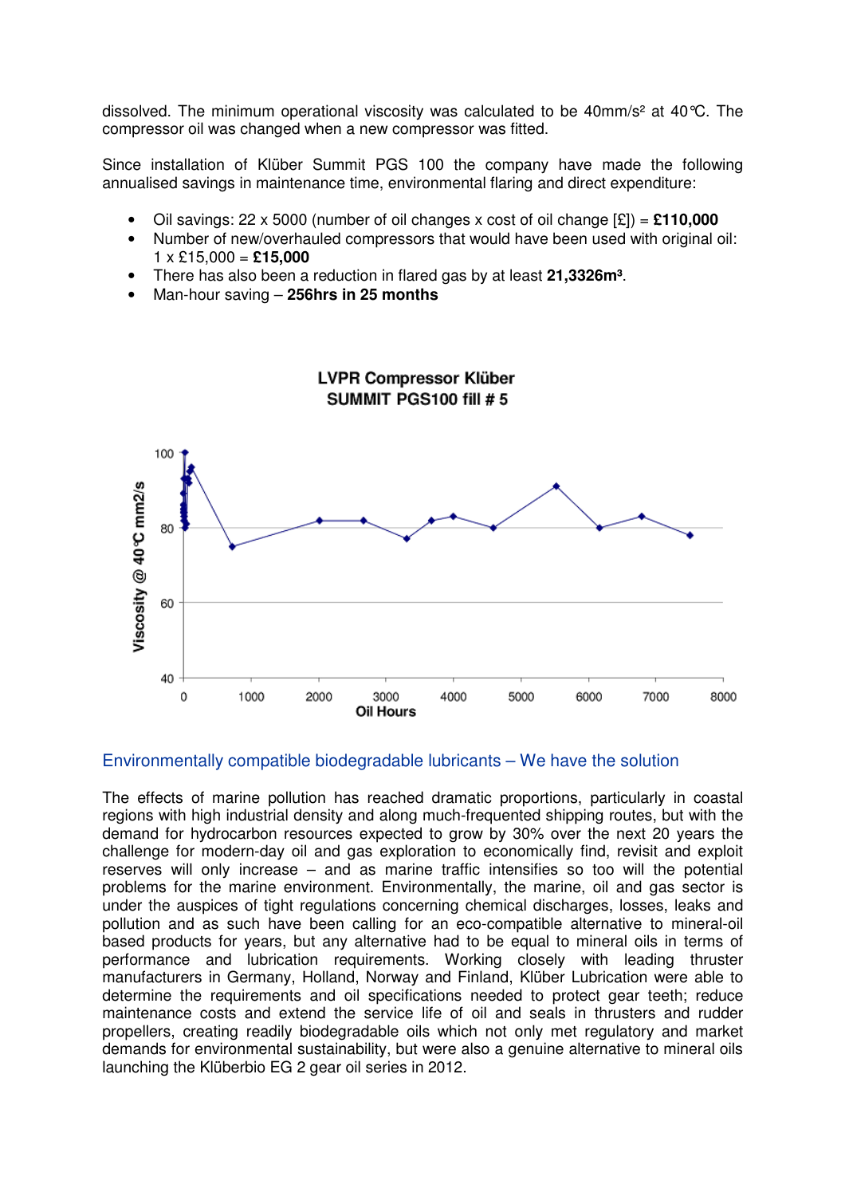dissolved. The minimum operational viscosity was calculated to be 40mm/s² at 40°C. The compressor oil was changed when a new compressor was fitted.

Since installation of Klüber Summit PGS 100 the company have made the following annualised savings in maintenance time, environmental flaring and direct expenditure:

- Oil savings: 22 x 5000 (number of oil changes x cost of oil change [£]) = **£110,000**
- Number of new/overhauled compressors that would have been used with original oil: 1 x £15,000 = **£15,000**
- There has also been a reduction in flared gas by at least **21,3326m³**.
- Man-hour saving – **256hrs in 25 months**

**LVPR Compressor Klüber SUMMIT PGS100 fill # 5**

(Chart: Viscosity @ 40°C mm2/s vs Oil Hours, 0–8000)

## Environmentally compatible biodegradable lubricants – We have the solution

The effects of marine pollution has reached dramatic proportions, particularly in coastal regions with high industrial density and along much-frequented shipping routes, but with the demand for hydrocarbon resources expected to grow by 30% over the next 20 years the challenge for modern-day oil and gas exploration to economically find, revisit and exploit reserves will only increase – and as marine traffic intensifies so too will the potential problems for the marine environment. Environmentally, the marine, oil and gas sector is under the auspices of tight regulations concerning chemical discharges, losses, leaks and pollution and as such have been calling for an eco-compatible alternative to mineral-oil based products for years, but any alternative had to be equal to mineral oils in terms of performance and lubrication requirements. Working closely with leading thruster manufacturers in Germany, Holland, Norway and Finland, Klüber Lubrication were able to determine the requirements and oil specifications needed to protect gear teeth; reduce maintenance costs and extend the service life of oil and seals in thrusters and rudder propellers, creating readily biodegradable oils which not only met regulatory and market demands for environmental sustainability, but were also a genuine alternative to mineral oils launching the Klüberbio EG 2 gear oil series in 2012.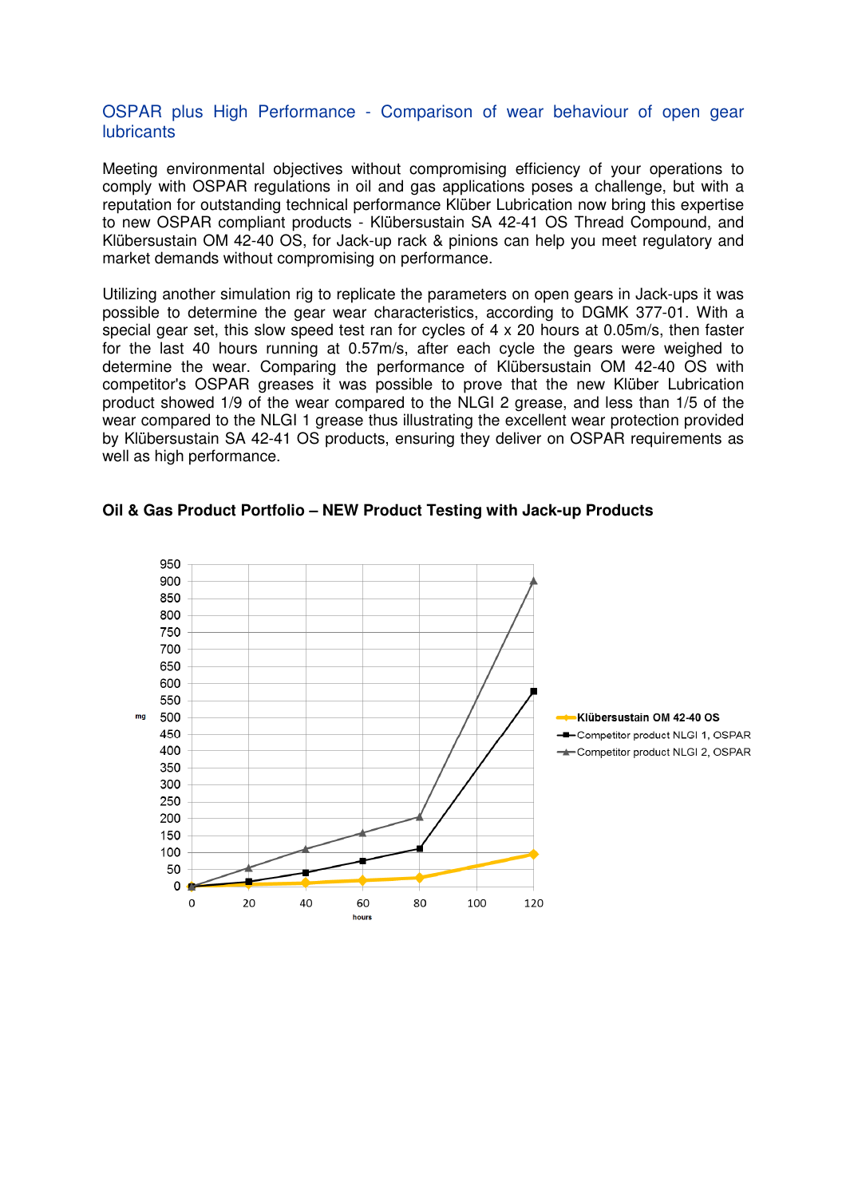## OSPAR plus High Performance - Comparison of wear behaviour of open gear lubricants

Meeting environmental objectives without compromising efficiency of your operations to comply with OSPAR regulations in oil and gas applications poses a challenge, but with a reputation for outstanding technical performance Klüber Lubrication now bring this expertise to new OSPAR compliant products - Klübersustain SA 42-41 OS Thread Compound, and Klübersustain OM 42-40 OS, for Jack-up rack & pinions can help you meet regulatory and market demands without compromising on performance.

Utilizing another simulation rig to replicate the parameters on open gears in Jack-ups it was possible to determine the gear wear characteristics, according to DGMK 377-01. With a special gear set, this slow speed test ran for cycles of 4 x 20 hours at 0.05m/s, then faster for the last 40 hours running at 0.57m/s, after each cycle the gears were weighed to determine the wear. Comparing the performance of Klübersustain OM 42-40 OS with competitor's OSPAR greases it was possible to prove that the new Klüber Lubrication product showed 1/9 of the wear compared to the NLGI 2 grease, and less than 1/5 of the wear compared to the NLGI 1 grease thus illustrating the excellent wear protection provided by Klübersustain SA 42-41 OS products, ensuring they deliver on OSPAR requirements as well as high performance.

**Oil & Gas Product Portfolio – NEW Product Testing with Jack-up Products**

Chart (wear in mg vs. hours):
- Klübersustain OM 42-40 OS
- Competitor product NLGI 1, OSPAR
- Competitor product NLGI 2, OSPAR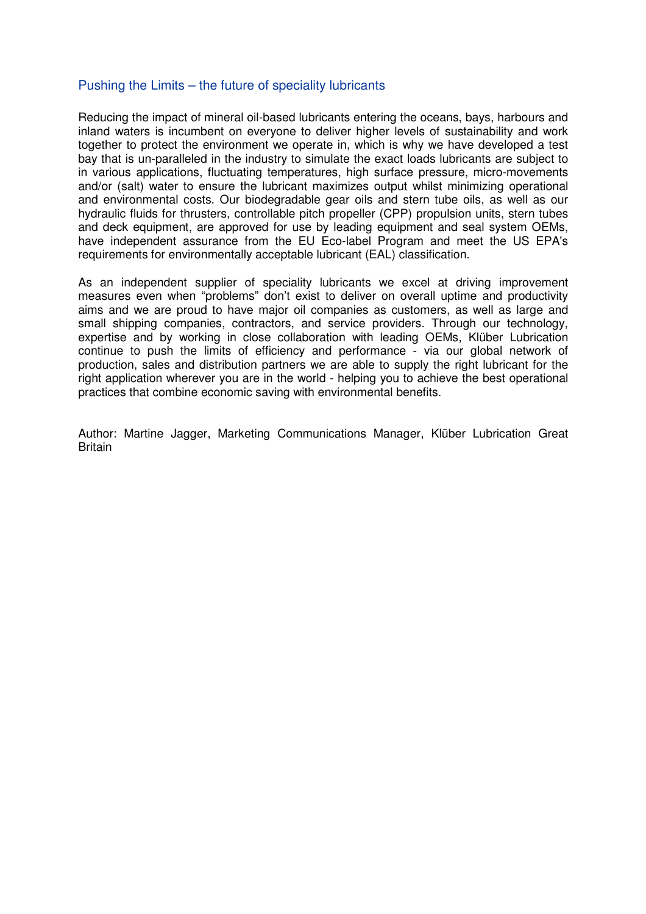## Pushing the Limits – the future of speciality lubricants

Reducing the impact of mineral oil-based lubricants entering the oceans, bays, harbours and inland waters is incumbent on everyone to deliver higher levels of sustainability and work together to protect the environment we operate in, which is why we have developed a test bay that is un-paralleled in the industry to simulate the exact loads lubricants are subject to in various applications, fluctuating temperatures, high surface pressure, micro-movements and/or (salt) water to ensure the lubricant maximizes output whilst minimizing operational and environmental costs. Our biodegradable gear oils and stern tube oils, as well as our hydraulic fluids for thrusters, controllable pitch propeller (CPP) propulsion units, stern tubes and deck equipment, are approved for use by leading equipment and seal system OEMs, have independent assurance from the EU Eco-label Program and meet the US EPA's requirements for environmentally acceptable lubricant (EAL) classification.

As an independent supplier of speciality lubricants we excel at driving improvement measures even when “problems” don't exist to deliver on overall uptime and productivity aims and we are proud to have major oil companies as customers, as well as large and small shipping companies, contractors, and service providers. Through our technology, expertise and by working in close collaboration with leading OEMs, Klüber Lubrication continue to push the limits of efficiency and performance - via our global network of production, sales and distribution partners we are able to supply the right lubricant for the right application wherever you are in the world - helping you to achieve the best operational practices that combine economic saving with environmental benefits.

Author: Martine Jagger, Marketing Communications Manager, Klüber Lubrication Great Britain